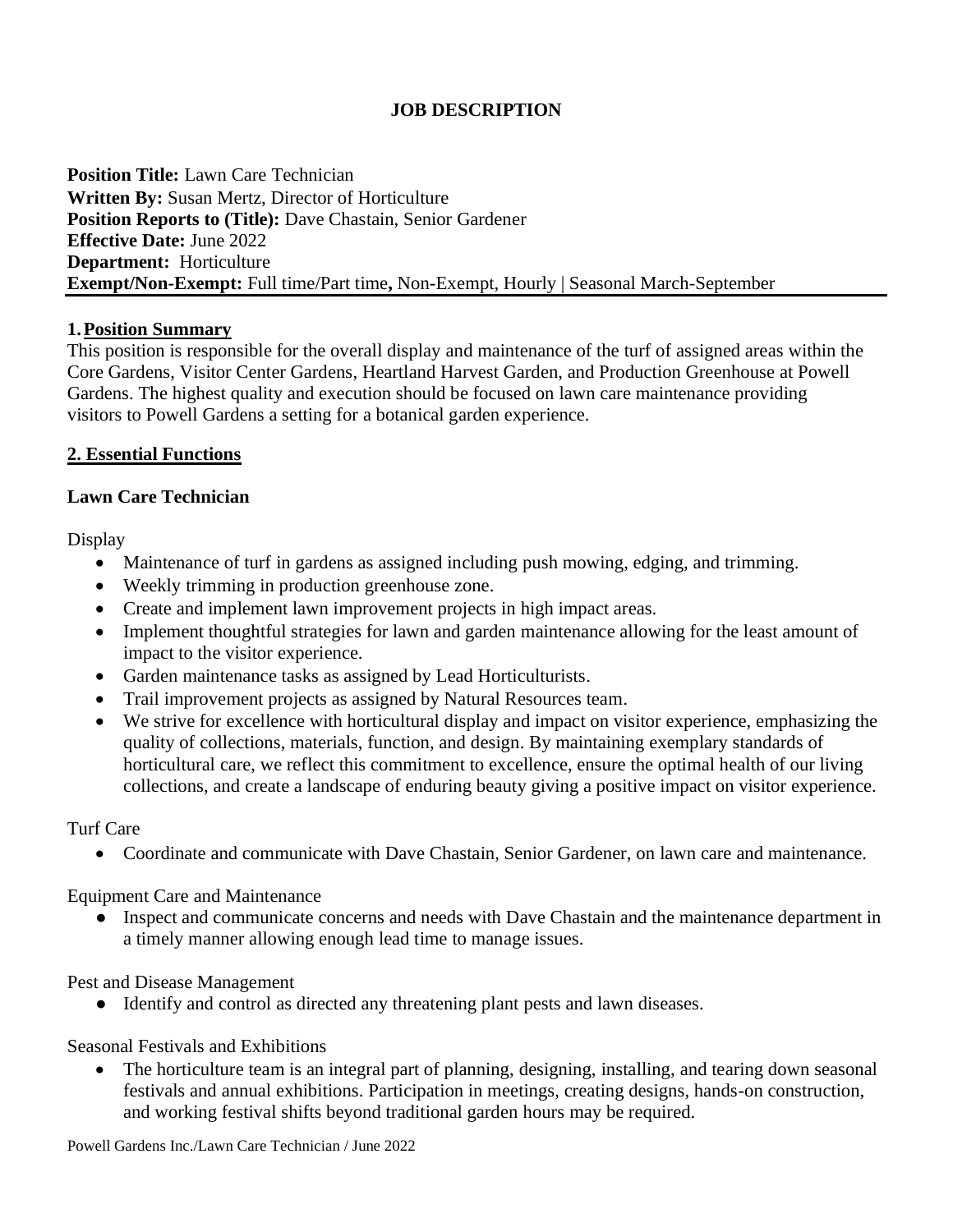# JOB DESCRIPTION

**Position Title:** Lawn Care Technician
**Written By:** Susan Mertz, Director of Horticulture
**Position Reports to (Title):** Dave Chastain, Senior Gardener
**Effective Date:** June 2022
**Department:** Horticulture
**Exempt/Non-Exempt:** Full time/Part time**,** Non-Exempt, Hourly | Seasonal March-September

## 1. Position Summary

This position is responsible for the overall display and maintenance of the turf of assigned areas within the Core Gardens, Visitor Center Gardens, Heartland Harvest Garden, and Production Greenhouse at Powell Gardens. The highest quality and execution should be focused on lawn care maintenance providing visitors to Powell Gardens a setting for a botanical garden experience.

## 2. Essential Functions

### Lawn Care Technician

Display

- Maintenance of turf in gardens as assigned including push mowing, edging, and trimming.
- Weekly trimming in production greenhouse zone.
- Create and implement lawn improvement projects in high impact areas.
- Implement thoughtful strategies for lawn and garden maintenance allowing for the least amount of impact to the visitor experience.
- Garden maintenance tasks as assigned by Lead Horticulturists.
- Trail improvement projects as assigned by Natural Resources team.
- We strive for excellence with horticultural display and impact on visitor experience, emphasizing the quality of collections, materials, function, and design. By maintaining exemplary standards of horticultural care, we reflect this commitment to excellence, ensure the optimal health of our living collections, and create a landscape of enduring beauty giving a positive impact on visitor experience.

Turf Care

- Coordinate and communicate with Dave Chastain, Senior Gardener, on lawn care and maintenance.

Equipment Care and Maintenance

- Inspect and communicate concerns and needs with Dave Chastain and the maintenance department in a timely manner allowing enough lead time to manage issues.

Pest and Disease Management

- Identify and control as directed any threatening plant pests and lawn diseases.

Seasonal Festivals and Exhibitions

- The horticulture team is an integral part of planning, designing, installing, and tearing down seasonal festivals and annual exhibitions. Participation in meetings, creating designs, hands-on construction, and working festival shifts beyond traditional garden hours may be required.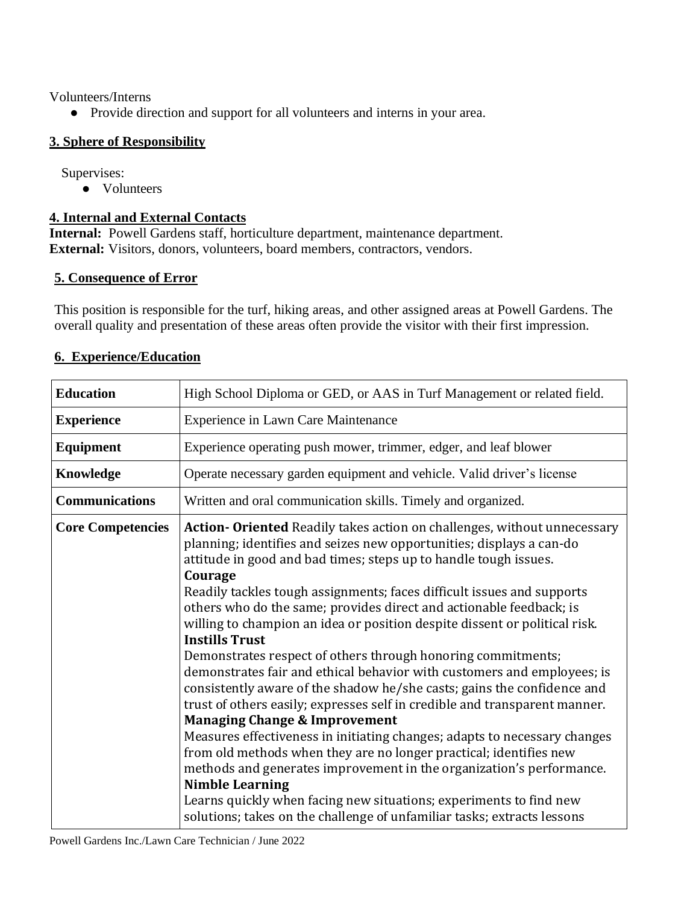Volunteers/Interns

- Provide direction and support for all volunteers and interns in your area.

## 3. Sphere of Responsibility

Supervises:

- Volunteers

## 4. Internal and External Contacts

**Internal:** Powell Gardens staff, horticulture department, maintenance department.
**External:** Visitors, donors, volunteers, board members, contractors, vendors.

## 5. Consequence of Error

This position is responsible for the turf, hiking areas, and other assigned areas at Powell Gardens. The overall quality and presentation of these areas often provide the visitor with their first impression.

## 6. Experience/Education

| | |
|---|---|
| **Education** | High School Diploma or GED, or AAS in Turf Management or related field. |
| **Experience** | Experience in Lawn Care Maintenance |
| **Equipment** | Experience operating push mower, trimmer, edger, and leaf blower |
| **Knowledge** | Operate necessary garden equipment and vehicle. Valid driver's license |
| **Communications** | Written and oral communication skills. Timely and organized. |
| **Core Competencies** | **Action- Oriented** Readily takes action on challenges, without unnecessary planning; identifies and seizes new opportunities; displays a can-do attitude in good and bad times; steps up to handle tough issues. **Courage** Readily tackles tough assignments; faces difficult issues and supports others who do the same; provides direct and actionable feedback; is willing to champion an idea or position despite dissent or political risk. **Instills Trust** Demonstrates respect of others through honoring commitments; demonstrates fair and ethical behavior with customers and employees; is consistently aware of the shadow he/she casts; gains the confidence and trust of others easily; expresses self in credible and transparent manner. **Managing Change & Improvement** Measures effectiveness in initiating changes; adapts to necessary changes from old methods when they are no longer practical; identifies new methods and generates improvement in the organization's performance. **Nimble Learning** Learns quickly when facing new situations; experiments to find new solutions; takes on the challenge of unfamiliar tasks; extracts lessons |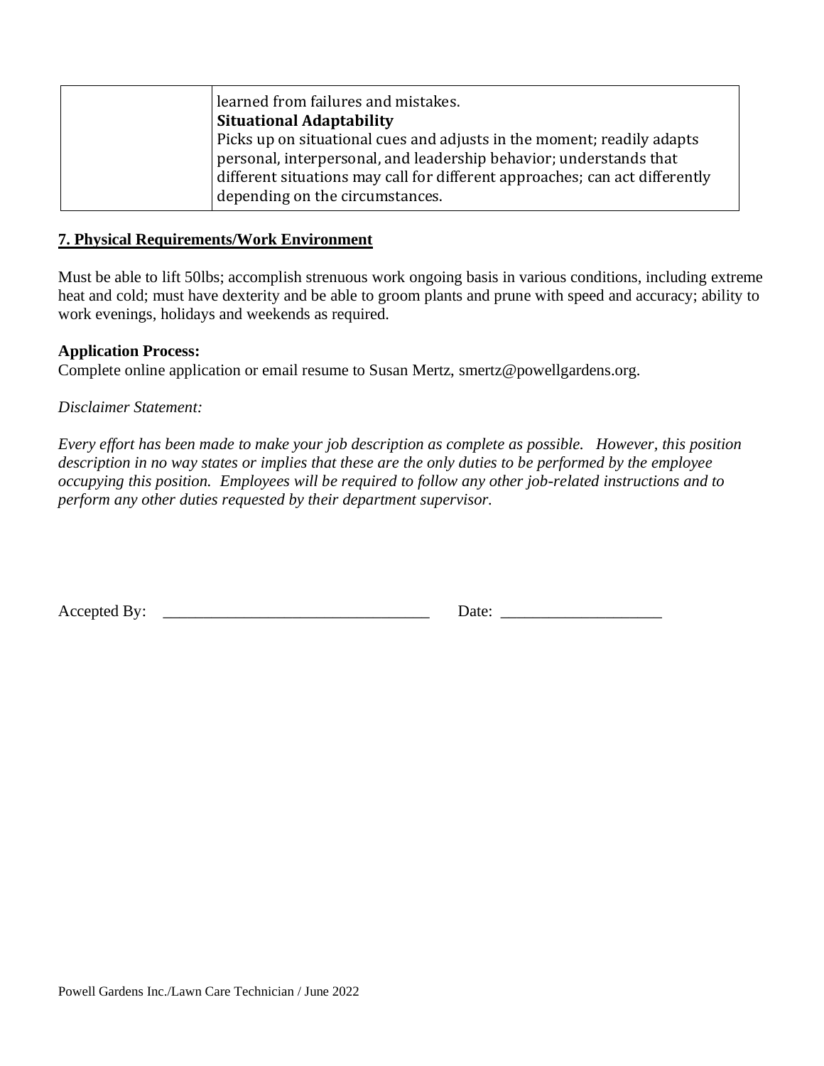| | |
|---|---|
| | learned from failures and mistakes.<br>**Situational Adaptability**<br>Picks up on situational cues and adjusts in the moment; readily adapts personal, interpersonal, and leadership behavior; understands that different situations may call for different approaches; can act differently depending on the circumstances. |

## 7. Physical Requirements/Work Environment

Must be able to lift 50lbs; accomplish strenuous work ongoing basis in various conditions, including extreme heat and cold; must have dexterity and be able to groom plants and prune with speed and accuracy; ability to work evenings, holidays and weekends as required.

**Application Process:**
Complete online application or email resume to Susan Mertz, smertz@powellgardens.org.

*Disclaimer Statement:*

*Every effort has been made to make your job description as complete as possible. However, this position description in no way states or implies that these are the only duties to be performed by the employee occupying this position. Employees will be required to follow any other job-related instructions and to perform any other duties requested by their department supervisor.*

Accepted By: ________________________________ Date: ____________________